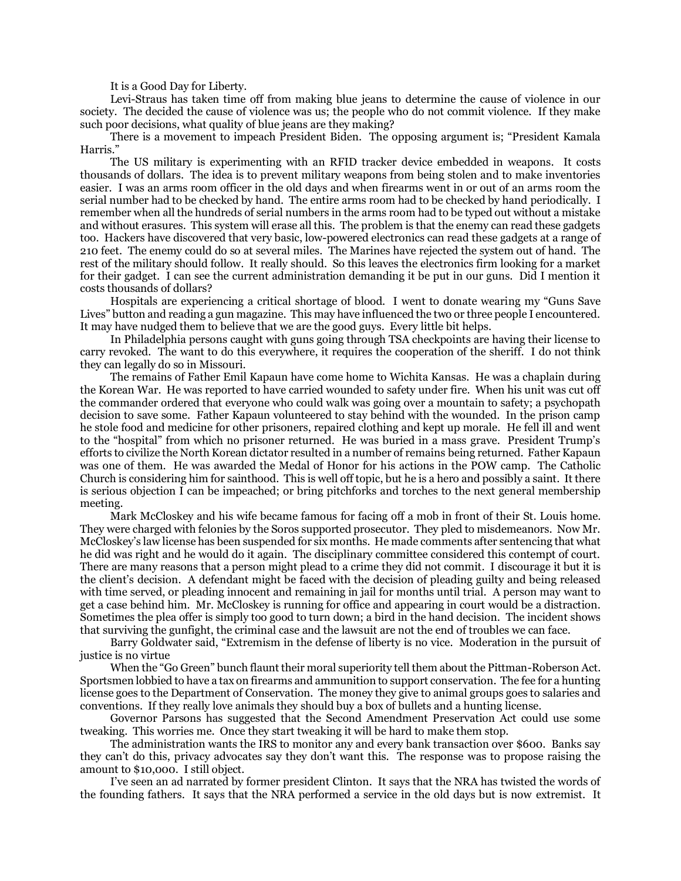It is a Good Day for Liberty.

Levi-Straus has taken time off from making blue jeans to determine the cause of violence in our society. The decided the cause of violence was us; the people who do not commit violence. If they make such poor decisions, what quality of blue jeans are they making?

There is a movement to impeach President Biden. The opposing argument is; "President Kamala Harris."

The US military is experimenting with an RFID tracker device embedded in weapons. It costs thousands of dollars. The idea is to prevent military weapons from being stolen and to make inventories easier. I was an arms room officer in the old days and when firearms went in or out of an arms room the serial number had to be checked by hand. The entire arms room had to be checked by hand periodically. I remember when all the hundreds of serial numbers in the arms room had to be typed out without a mistake and without erasures. This system will erase all this. The problem is that the enemy can read these gadgets too. Hackers have discovered that very basic, low-powered electronics can read these gadgets at a range of 210 feet. The enemy could do so at several miles. The Marines have rejected the system out of hand. The rest of the military should follow. It really should. So this leaves the electronics firm looking for a market for their gadget. I can see the current administration demanding it be put in our guns. Did I mention it costs thousands of dollars?

Hospitals are experiencing a critical shortage of blood. I went to donate wearing my "Guns Save Lives" button and reading a gun magazine. This may have influenced the two or three people I encountered. It may have nudged them to believe that we are the good guys. Every little bit helps.

In Philadelphia persons caught with guns going through TSA checkpoints are having their license to carry revoked. The want to do this everywhere, it requires the cooperation of the sheriff. I do not think they can legally do so in Missouri.

The remains of Father Emil Kapaun have come home to Wichita Kansas. He was a chaplain during the Korean War. He was reported to have carried wounded to safety under fire. When his unit was cut off the commander ordered that everyone who could walk was going over a mountain to safety; a psychopath decision to save some. Father Kapaun volunteered to stay behind with the wounded. In the prison camp he stole food and medicine for other prisoners, repaired clothing and kept up morale. He fell ill and went to the "hospital" from which no prisoner returned. He was buried in a mass grave. President Trump's efforts to civilize the North Korean dictator resulted in a number of remains being returned. Father Kapaun was one of them. He was awarded the Medal of Honor for his actions in the POW camp. The Catholic Church is considering him for sainthood. This is well off topic, but he is a hero and possibly a saint. It there is serious objection I can be impeached; or bring pitchforks and torches to the next general membership meeting.

Mark McCloskey and his wife became famous for facing off a mob in front of their St. Louis home. They were charged with felonies by the Soros supported prosecutor. They pled to misdemeanors. Now Mr. McCloskey's law license has been suspended for six months. He made comments after sentencing that what he did was right and he would do it again. The disciplinary committee considered this contempt of court. There are many reasons that a person might plead to a crime they did not commit. I discourage it but it is the client's decision. A defendant might be faced with the decision of pleading guilty and being released with time served, or pleading innocent and remaining in jail for months until trial. A person may want to get a case behind him. Mr. McCloskey is running for office and appearing in court would be a distraction. Sometimes the plea offer is simply too good to turn down; a bird in the hand decision. The incident shows that surviving the gunfight, the criminal case and the lawsuit are not the end of troubles we can face.

Barry Goldwater said, "Extremism in the defense of liberty is no vice. Moderation in the pursuit of justice is no virtue

When the "Go Green" bunch flaunt their moral superiority tell them about the Pittman-Roberson Act. Sportsmen lobbied to have a tax on firearms and ammunition to support conservation. The fee for a hunting license goes to the Department of Conservation. The money they give to animal groups goes to salaries and conventions. If they really love animals they should buy a box of bullets and a hunting license.

Governor Parsons has suggested that the Second Amendment Preservation Act could use some tweaking. This worries me. Once they start tweaking it will be hard to make them stop.

The administration wants the IRS to monitor any and every bank transaction over $600. Banks say they can't do this, privacy advocates say they don't want this. The response was to propose raising the amount to $10,000. I still object.

I've seen an ad narrated by former president Clinton. It says that the NRA has twisted the words of the founding fathers. It says that the NRA performed a service in the old days but is now extremist. It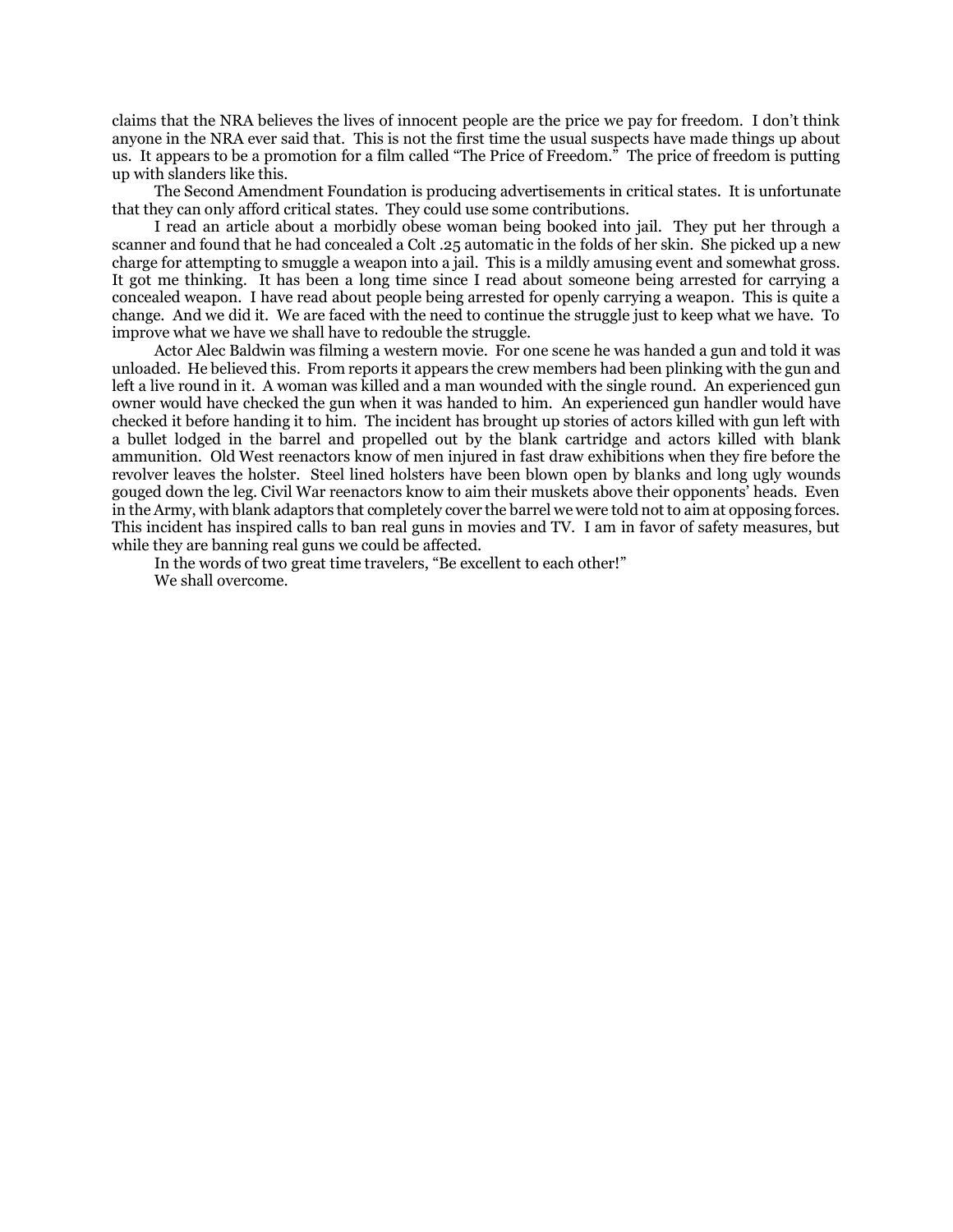claims that the NRA believes the lives of innocent people are the price we pay for freedom. I don't think anyone in the NRA ever said that. This is not the first time the usual suspects have made things up about us. It appears to be a promotion for a film called "The Price of Freedom." The price of freedom is putting up with slanders like this.

The Second Amendment Foundation is producing advertisements in critical states. It is unfortunate that they can only afford critical states. They could use some contributions.

I read an article about a morbidly obese woman being booked into jail. They put her through a scanner and found that he had concealed a Colt .25 automatic in the folds of her skin. She picked up a new charge for attempting to smuggle a weapon into a jail. This is a mildly amusing event and somewhat gross. It got me thinking. It has been a long time since I read about someone being arrested for carrying a concealed weapon. I have read about people being arrested for openly carrying a weapon. This is quite a change. And we did it. We are faced with the need to continue the struggle just to keep what we have. To improve what we have we shall have to redouble the struggle.

Actor Alec Baldwin was filming a western movie. For one scene he was handed a gun and told it was unloaded. He believed this. From reports it appears the crew members had been plinking with the gun and left a live round in it. A woman was killed and a man wounded with the single round. An experienced gun owner would have checked the gun when it was handed to him. An experienced gun handler would have checked it before handing it to him. The incident has brought up stories of actors killed with gun left with a bullet lodged in the barrel and propelled out by the blank cartridge and actors killed with blank ammunition. Old West reenactors know of men injured in fast draw exhibitions when they fire before the revolver leaves the holster. Steel lined holsters have been blown open by blanks and long ugly wounds gouged down the leg. Civil War reenactors know to aim their muskets above their opponents' heads. Even in the Army, with blank adaptors that completely cover the barrel we were told not to aim at opposing forces. This incident has inspired calls to ban real guns in movies and TV. I am in favor of safety measures, but while they are banning real guns we could be affected.

In the words of two great time travelers, "Be excellent to each other!"

We shall overcome.